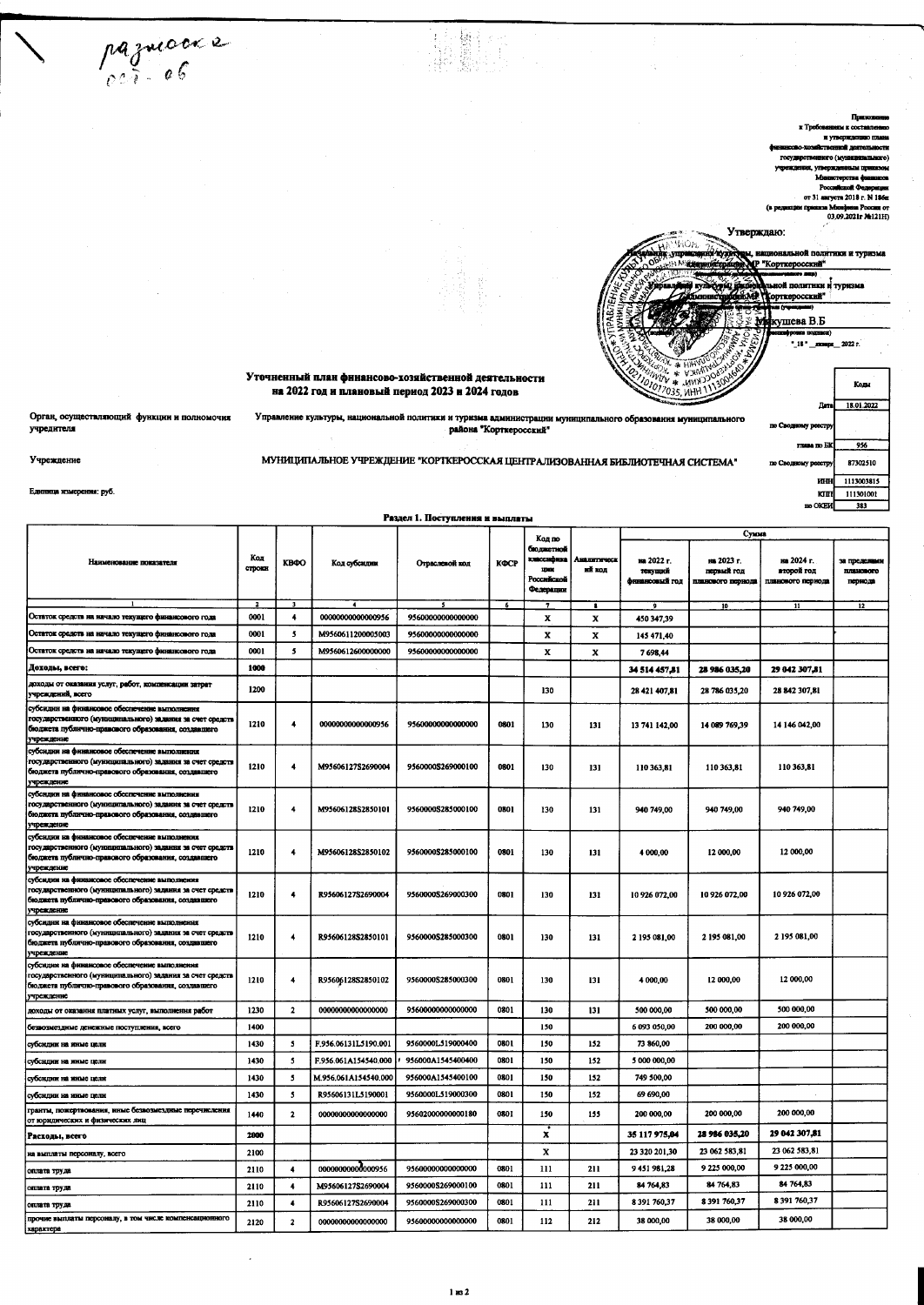разносн 021-06

Приложение
к Требованиям к составлению
и утверждению плана
финансово-хозяйственной деятельности
государственного (муниципального)
учреждения, утвержденным приказом
Министерства финансов
Российской Федерации
от 31 августа 2018 г. N 186н
(в редакции приказа Минфина России от
03.09.2021г №121Н)

Утверждаю:

Начальник управления культуры, национальной политики и туризма администрации МР "Корткеросский"

Управление культуры, национальной политики и туризма администрации МР "Корткеросский"

Макушева В.Б

"18" января 2022 г.

## Уточненный план финансово-хозяйственной деятельности на 2022 год и плановый период 2023 и 2024 годов

| | | Коды |
|---|---|---|
| | Дата | 18.01.2022 |
| Орган, осуществляющий функции и полномочия учредителя: Управление культуры, национальной политики и туризма администрации муниципального образования муниципального района "Корткеросский" | по Сводному реестру | |
| | глава по БК | 956 |
| Учреждение: МУНИЦИПАЛЬНОЕ УЧРЕЖДЕНИЕ "КОРТКЕРОССКАЯ ЦЕНТРАЛИЗОВАННАЯ БИБЛИОТЕЧНАЯ СИСТЕМА" | по Сводному реестру | 87302510 |
| | ИНН | 1113003815 |
| | КПП | 111301001 |
| Единица измерения: руб. | по ОКЕИ | 383 |

### Раздел 1. Поступления и выплаты

| Наименование показателя | Код строки | КВФО | Код субсидии | Отраслевой код | КФСР | Код по бюджетной классификации Российской Федерации | Аналитический код | Сумма на 2022 г. текущий финансовый год | Сумма на 2023 г. первый год планового периода | Сумма на 2024 г. второй год планового периода | Сумма за пределами планового периода |
|---|---|---|---|---|---|---|---|---|---|---|---|
| 1 | 2 | 3 | 4 | 5 | 6 | 7 | 8 | 9 | 10 | 11 | 12 |
| Остаток средств на начало текущего финансового года | 0001 | 4 | 00000000000000956 | 95600000000000000 | | X | X | 450 347,39 | | | |
| Остаток средств на начало текущего финансового года | 0001 | 5 | M95606112000005003 | 95600000000000000 | | X | X | 145 471,40 | | | |
| Остаток средств на начало текущего финансового года | 0001 | 5 | M95606126000000000 | 95600000000000000 | | X | X | 7 698,44 | | | |
| **Доходы, всего:** | 1000 | | | | | | | 34 514 457,81 | 28 986 035,20 | 29 042 307,81 | |
| доходы от оказания услуг, работ, компенсации затрат учреждений, всего | 1200 | | | | | 130 | | 28 421 407,81 | 28 786 035,20 | 28 842 307,81 | |
| субсидии на финансовое обеспечение выполнения государственного (муниципального) задания за счет средств бюджета публично-правового образования, создавшего учреждение | 1210 | 4 | 00000000000000956 | 95600000000000000 | 0801 | 130 | 131 | 13 741 142,00 | 14 089 769,39 | 14 146 042,00 | |
| субсидии на финансовое обеспечение выполнения государственного (муниципального) задания за счет средств бюджета публично-правового образования, создавшего учреждение | 1210 | 4 | M95606127S2690004 | 956000S269000100 | 0801 | 130 | 131 | 110 363,81 | 110 363,81 | 110 363,81 | |
| субсидии на финансовое обеспечение выполнения государственного (муниципального) задания за счет средств бюджета публично-правового образования, создавшего учреждение | 1210 | 4 | M95606128S2850101 | 956000S285000100 | 0801 | 130 | 131 | 940 749,00 | 940 749,00 | 940 749,00 | |
| субсидии на финансовое обеспечение выполнения государственного (муниципального) задания за счет средств бюджета публично-правового образования, создавшего учреждение | 1210 | 4 | M95606128S2850102 | 956000S285000100 | 0801 | 130 | 131 | 4 000,00 | 12 000,00 | 12 000,00 | |
| субсидии на финансовое обеспечение выполнения государственного (муниципального) задания за счет средств бюджета публично-правового образования, создавшего учреждение | 1210 | 4 | R95606127S2690004 | 956000S269000300 | 0801 | 130 | 131 | 10 926 072,00 | 10 926 072,00 | 10 926 072,00 | |
| субсидии на финансовое обеспечение выполнения государственного (муниципального) задания за счет средств бюджета публично-правового образования, создавшего учреждение | 1210 | 4 | R95606128S2850101 | 956000S285000300 | 0801 | 130 | 131 | 2 195 081,00 | 2 195 081,00 | 2 195 081,00 | |
| субсидии на финансовое обеспечение выполнения государственного (муниципального) задания за счет средств бюджета публично-правового образования, создавшего учреждение | 1210 | 4 | R95606128S2850102 | 956000S285000300 | 0801 | 130 | 131 | 4 000,00 | 12 000,00 | 12 000,00 | |
| доходы от оказания платных услуг, выполнения работ | 1230 | 2 | 00000000000000000 | 95600000000000000 | 0801 | 130 | 131 | 500 000,00 | 500 000,00 | 500 000,00 | |
| безвозмездные денежные поступления, всего | 1400 | | | | | 150 | | 6 093 050,00 | 200 000,00 | 200 000,00 | |
| субсидии на иные цели | 1430 | 5 | F.956.06131L5190.001 | 956000L519000400 | 0801 | 150 | 152 | 73 860,00 | | | |
| субсидии на иные цели | 1430 | 5 | F.956.061A1545400.000 | 956000A1545400400 | 0801 | 150 | 152 | 5 000 000,00 | | | |
| субсидии на иные цели | 1430 | 5 | M.956.061A1545400.000 | 956000A1545400100 | 0801 | 150 | 152 | 749 500,00 | | | |
| субсидии на иные цели | 1430 | 5 | R95606131L5190001 | 956000L519000300 | 0801 | 150 | 152 | 69 690,00 | | | |
| гранты, пожертвования, иные безвозмездные перечисления от юридических и физических лиц | 1440 | 2 | 00000000000000000 | 95602000000000180 | 0801 | 150 | 155 | 200 000,00 | 200 000,00 | 200 000,00 | |
| **Расходы, всего** | 2000 | | | | | X | | 35 117 975,04 | 28 986 035,20 | 29 042 307,81 | |
| на выплаты персоналу, всего | 2100 | | | | | X | | 23 320 201,30 | 23 062 583,81 | 23 062 583,81 | |
| оплата труда | 2110 | 4 | 00000000000000956 | 95600000000000000 | 0801 | 111 | 211 | 9 451 981,28 | 9 225 000,00 | 9 225 000,00 | |
| оплата труда | 2110 | 4 | M95606127S2690004 | 956000S269000100 | 0801 | 111 | 211 | 84 764,83 | 84 764,83 | 84 764,83 | |
| оплата труда | 2110 | 4 | R95606127S2690004 | 956000S269000300 | 0801 | 111 | 211 | 8 391 760,37 | 8 391 760,37 | 8 391 760,37 | |
| прочие выплаты персоналу, в том числе компенсационного характера | 2120 | 2 | 00000000000000000 | 95600000000000000 | 0801 | 112 | 212 | 38 000,00 | 38 000,00 | 38 000,00 | |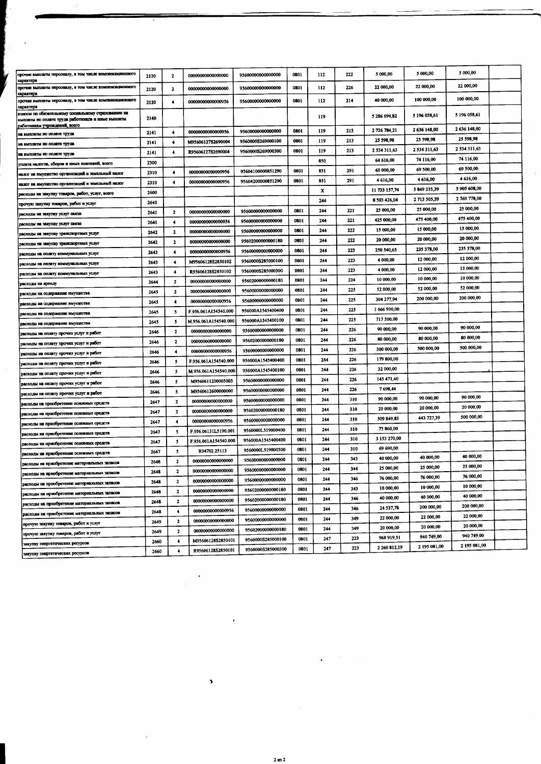| | | | | | | | | | | | |
|---|---|---|---|---|---|---|---|---|---|---|---|
| прочие выплаты персоналу, в том числе компенсационного характера | 2120 | 2 | 00000000000000000 | 95600000000000000 | 0801 | 112 | 222 | 5 000,00 | 5 000,00 | 5 000,00 | |
| прочие выплаты персоналу, в том числе компенсационного характера | 2120 | 2 | 00000000000000000 | 95600000000000000 | 0801 | 112 | 226 | 22 000,00 | 22 000,00 | 22 000,00 | |
| прочие выплаты персоналу, в том числе компенсационного характера | 2120 | 4 | 00000000000000956 | 95600000000000000 | 0801 | 112 | 214 | 40 000,00 | 100 000,00 | 100 000,00 | |
| взносы по обязательному социальному страхованию на выплаты по оплате труда работников и иные выплаты работникам учреждений, всего | 2140 | | | | | 119 | | 5 286 694,82 | 5 196 058,61 | 5 196 058,61 | |
| на выплаты по оплате труда | 2141 | 4 | 00000000000000956 | 95600000000000000 | 0801 | 119 | 213 | 2 726 784,21 | 2 636 148,00 | 2 636 148,00 | |
| на выплаты по оплате труда | 2141 | 4 | M95606127S2690004 | 9560000S269000100 | 0801 | 119 | 213 | 25 598,98 | 25 598,98 | 25 598,98 | |
| на выплаты по оплате труда | 2141 | 4 | R95606127S2690004 | 9560000S269000300 | 0801 | 119 | 213 | 2 534 311,63 | 2 534 311,63 | 2 534 311,63 | |
| уплата налогов, сборов и иных платежей, всего | 2300 | | | | | 850 | | 64 616,00 | 74 116,00 | 74 116,00 | |
| налог на имущество организаций и земельный налог | 2310 | 4 | 00000000000000956 | 95604100000851290 | 0801 | 851 | 291 | 60 000,00 | 69 500,00 | 69 500,00 | |
| налог на имущество организаций и земельный налог | 2310 | 4 | 00000000000000956 | 95604200000851290 | 0801 | 851 | 291 | 4 616,00 | 4 616,00 | 4 616,00 | |
| расходы на закупку товаров, работ, услуг, всего | 2600 | | | | | x | | 11 733 157,74 | 5 849 335,39 | 5 905 608,00 | |
| прочую закупку товаров, работ и услуг | 2640 | | | | | 244 | | 8 503 426,04 | 2 713 505,39 | 2 769 778,00 | |
| расходы на закупку услуг связи | 2641 | 2 | 00000000000000000 | 95600000000000000 | 0801 | 244 | 221 | 25 000,00 | 25 000,00 | 25 000,00 | |
| расходы на закупку услуг связи | 2641 | 4 | 00000000000000956 | 95600000000000000 | 0801 | 244 | 221 | 425 000,00 | 475 400,00 | 475 400,00 | |
| расходы на закупку транспортных услуг | 2642 | 2 | 00000000000000000 | 95600000000000000 | 0801 | 244 | 222 | 15 000,00 | 15 000,00 | 15 000,00 | |
| расходы на закупку транспортных услуг | 2642 | 2 | 00000000000000000 | 95602000000000180 | 0801 | 244 | 222 | 20 000,00 | 20 000,00 | 20 000,00 | |
| расходы на оплату коммунальных услуг | 2643 | 4 | 00000000000000956 | 95600000000000000 | 0801 | 244 | 223 | 250 540,65 | 235 378,00 | 235 378,00 | |
| расходы на оплату коммунальных услуг | 2643 | 4 | M95606128S2850102 | 9560000S285000100 | 0801 | 244 | 223 | 4 000,00 | 12 000,00 | 12 000,00 | |
| расходы на оплату коммунальных услуг | 2643 | 4 | R95606128S2850102 | 9560000S285000300 | 0801 | 244 | 223 | 4 000,00 | 12 000,00 | 12 000,00 | |
| расходы на аренду | 2644 | 2 | 00000000000000000 | 95602000000000180 | 0801 | 244 | 224 | 10 000,00 | 10 000,00 | 10 000,00 | |
| расходы на содержание имущества | 2645 | 2 | 00000000000000000 | 95600000000000000 | 0801 | 244 | 225 | 52 000,00 | 52 000,00 | 52 000,00 | |
| расходы на содержание имущества | 2645 | 4 | 00000000000000956 | 95600000000000000 | 0801 | 244 | 225 | 304 277,94 | 200 000,00 | 200 000,00 | |
| расходы на содержание имущества | 2645 | 5 | F.956.061A154540.000 | 956000A1545400400 | 0801 | 244 | 225 | 1 666 930,00 | | | |
| расходы на содержание имущества | 2645 | 5 | M.956.061A154540.000 | 956000A1545400100 | 0801 | 244 | 225 | 717 500,00 | | | |
| расходы на оплату прочих услуг и работ | 2646 | 2 | 00000000000000000 | 95600000000000000 | 0801 | 244 | 226 | 90 000,00 | 90 000,00 | 90 000,00 | |
| расходы на оплату прочих услуг и работ | 2646 | 2 | 00000000000000000 | 95602000000000180 | 0801 | 244 | 226 | 80 000,00 | 80 000,00 | 80 000,00 | |
| расходы на оплату прочих услуг и работ | 2646 | 4 | 00000000000000956 | 95600000000000000 | 0801 | 244 | 226 | 300 000,00 | 500 000,00 | 500 000,00 | |
| расходы на оплату прочих услуг и работ | 2646 | 5 | F.956.061A154540.000 | 956000A1545400400 | 0801 | 244 | 226 | 179 800,00 | | | |
| расходы на оплату прочих услуг и работ | 2646 | 5 | M.956.061A154540.000 | 956000A1545400100 | 0801 | 244 | 226 | 32 000,00 | | | |
| расходы на оплату прочих услуг и работ | 2646 | 5 | M95606112000005003 | 95600000000000000 | 0801 | 244 | 226 | 145 471,40 | | | |
| расходы на оплату прочих услуг и работ | 2646 | 5 | M9560612600000000 | 95600000000000000 | 0801 | 244 | 226 | 7 698,44 | | | |
| расходы на приобретение основных средств | 2647 | 2 | 00000000000000000 | 95600000000000000 | 0801 | 244 | 310 | 90 000,00 | 90 000,00 | 90 000,00 | |
| расходы на приобретение основных средств | 2647 | 2 | 00000000000000000 | 95602000000000180 | 0801 | 244 | 310 | 20 000,00 | 20 000,00 | 20 000,00 | |
| расходы на приобретение основных средств | 2647 | 4 | 00000000000000956 | 95600000000000000 | 0801 | 244 | 310 | 509 849,83 | 443 727,39 | 500 000,00 | |
| расходы на приобретение основных средств | 2647 | 5 | F.956.06131L5190.001 | 9560000L519000400 | 0801 | 244 | 310 | 73 860,00 | | | |
| расходы на приобретение основных средств | 2647 | 5 | F.956.061A154540.000 | 956000A1545400400 | 0801 | 244 | 310 | 3 153 270,00 | | | |
| расходы на приобретение основных средств | 2647 | 5 | R04702.25113 | 9560000L519000300 | 0801 | 244 | 310 | 69 690,00 | | | |
| расходы на приобретение материальных запасов | 2648 | 2 | 00000000000000000 | 95600000000000000 | 0801 | 244 | 343 | 40 000,00 | 40 000,00 | 40 000,00 | |
| расходы на приобретение материальных запасов | 2648 | 2 | 00000000000000000 | 95600000000000000 | 0801 | 244 | 344 | 25 000,00 | 25 000,00 | 25 000,00 | |
| расходы на приобретение материальных запасов | 2648 | 2 | 00000000000000000 | 95600000000000000 | 0801 | 244 | 346 | 76 000,00 | 76 000,00 | 76 000,00 | |
| расходы на приобретение материальных запасов | 2648 | 2 | 00000000000000000 | 95602000000000180 | 0801 | 244 | 343 | 10 000,00 | 10 000,00 | 10 000,00 | |
| расходы на приобретение материальных запасов | 2648 | 2 | 00000000000000000 | 95602000000000180 | 0801 | 244 | 346 | 40 000,00 | 40 000,00 | 40 000,00 | |
| расходы на приобретение материальных запасов | 2648 | 4 | 00000000000000956 | 95600000000000000 | 0801 | 244 | 346 | 24 537,78 | 200 000,00 | 200 000,00 | |
| прочую закупку товаров, работ и услуг | 2649 | 2 | 00000000000000000 | 95600000000000000 | 0801 | 244 | 349 | 22 000,00 | 22 000,00 | 22 000,00 | |
| прочую закупку товаров, работ и услуг | 2649 | 2 | 00000000000000000 | 95602000000000180 | 0801 | 244 | 349 | 20 000,00 | 20 000,00 | 20 000,00 | |
| закупку энергетических ресурсов | 2660 | 4 | M95606128S2850101 | 9560000S285000100 | 0801 | 247 | 223 | 968 919,51 | 940 749,00 | 940 749,00 | |
| закупку энергетических ресурсов | 2660 | 4 | R95606128S2850101 | 9560000S285000300 | 0801 | 247 | 223 | 2 260 812,19 | 2 195 081,00 | 2 195 081,00 | |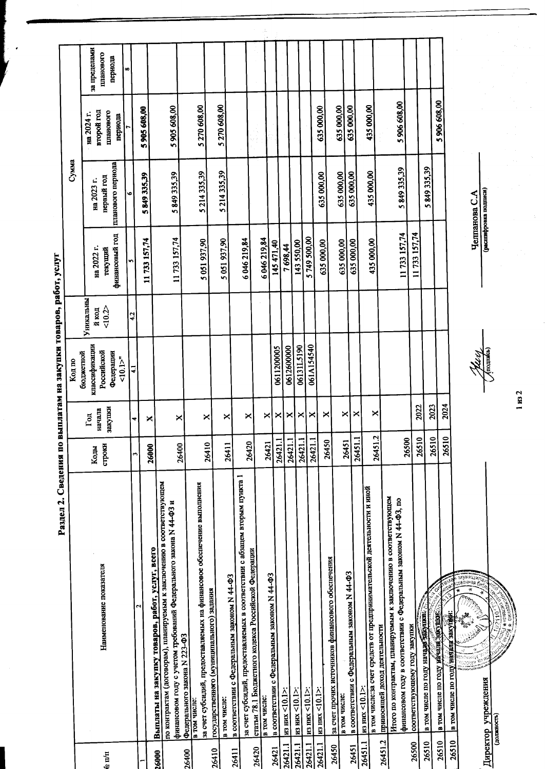## Раздел 2. Сведения по выплатам на закупки товаров, работ, услуг

| № п/п | Наименование показателя | Коды строки | Год начала закупки | Код по бюджетной классификации Российской Федерации <10.1>" | Уникальный код <10.2> | Сумма на 2022 г. текущий финансовый год | на 2023 г. первый год планового периода | на 2024 г. второй год планового периода | за пределами планового периода |
|---|---|---|---|---|---|---|---|---|---|
| 1 | 2 | 3 | 4 | 4.1 | 4.2 | 5 | 6 | 7 | 8 |
| 26000 | **Выплаты на закупку товаров, работ, услуг, всего** | 26000 | X | | | 11 733 157,74 | 5 849 335,39 | 5 905 608,00 | |
| 26400 | по контрактам (договорам), планируемым к заключению в соответствующем финансовом году с учетом требований Федерального закона N 44-ФЗ и Федерального закона N 223-ФЗ | 26400 | X | | | 11 733 157,74 | 5 849 335,39 | 5 905 608,00 | |
| 26410 | в том числе: за счет субсидий, предоставляемых на финансовое обеспечение выполнения государственного (муниципального) задания | 26410 | X | | | 5 051 937,90 | 5 214 335,39 | 5 270 608,00 | |
| 26411 | в том числе: в соответствии с Федеральным законом N 44-ФЗ | 26411 | X | | | 5 051 937,90 | 5 214 335,39 | 5 270 608,00 | |
| 26420 | за счет субсидий, предоставляемых в соответствии с абзацем вторым пункта 1 статьи 78.1 Бюджетного кодекса Российской Федерации | 26420 | X | | | 6 046 219,84 | | | |
| 26421 | в том числе: в соответствии с Федеральным законом N 44-ФЗ | 26421 | X | | | 6 046 219,84 | | | |
| 26421.1 | из них <10.1>: | 26421.1 | X | 0611200005 | | 145 471,40 | | | |
| 26421.1 | из них <10.1>: | 26421.1 | X | 0612600000 | | 7 698,44 | | | |
| 26421.1 | из них <10.1>: | 26421.1 | X | 06131L5190 | | 143 550,00 | | | |
| 26421.1 | из них <10.1>: | 26421.1 | X | 061A154540 | | 5 749 500,00 | | | |
| 26450 | за счет прочих источников финансового обеспечения | 26450 | X | | | 635 000,00 | 635 000,00 | 635 000,00 | |
| 26451 | в том числе: в соответствии с Федеральным законом N 44-ФЗ | 26451 | X | | | 635 000,00 | 635 000,00 | 635 000,00 | |
| 26451.1 | из них <10.1>: | 26451.1 | X | | | 635 000,00 | 635 000,00 | 635 000,00 | |
| 26451.2 | в том числе:за счет средств от предпринимательской деятельности и иной приносящей доход деятельности | 26451.2 | X | | | 435 000,00 | 435 000,00 | 435 000,00 | |
| 26500 | Итого по контрактам, планируемым к заключению в соответствующем финансовом году в соответствии с Федеральным законом N 44-ФЗ, по соответствующему году закупки | 26500 | | | | 11 733 157,74 | 5 849 335,39 | 5 906 608,00 | |
| 26510 | в том числе по году начала закупки: | 26510 | 2022 | | | 11 733 157,74 | | | |
| 26510 | в том числе по году начала закупки: | 26510 | 2023 | | | | 5 849 335,39 | | |
| 26510 | в том числе по году начала закупки: | 26510 | 2024 | | | | | 5 906 608,00 | |

Директор учреждения ____________ (подпись) Челпанова С.А.

(должность) (подпись) (расшифровка подписи)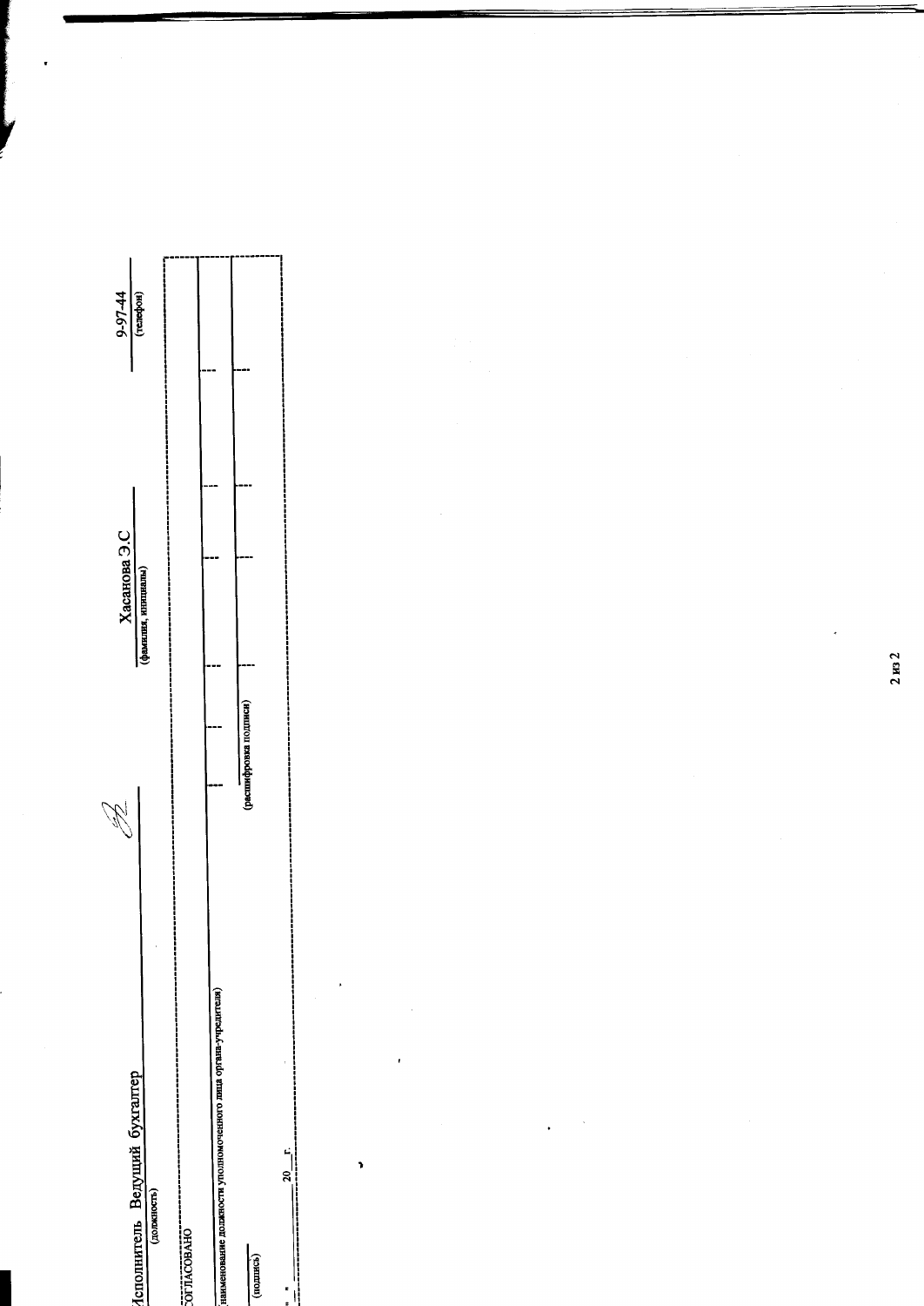Исполнитель Ведущий бухгалтер (должность) _____ Хасанова Э.С (фамилия, инициалы) 9-97-44 (телефон)

СОГЛАСОВАНО

_______________________________________________
(наименование должности уполномоченного лица органа-учредителя)

_____________ _____________________
(подпись) (расшифровка подписи)

" " _________ 20 __ г.